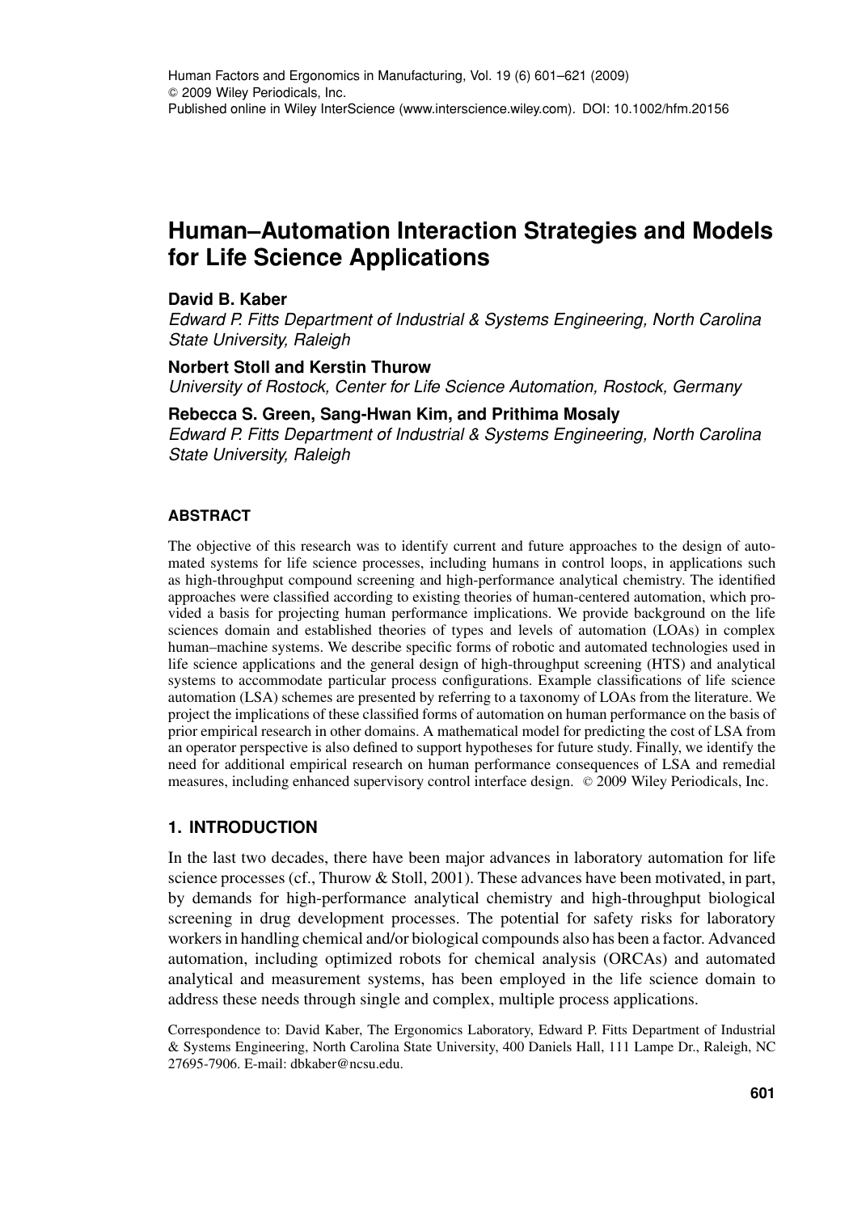# Human–Automation Interaction Strategies and Models for Life Science Applications

**David B. Kaber**

*Edward P. Fitts Department of Industrial & Systems Engineering, North Carolina State University, Raleigh*

**Norbert Stoll and Kerstin Thurow**

*University of Rostock, Center for Life Science Automation, Rostock, Germany*

**Rebecca S. Green, Sang-Hwan Kim, and Prithima Mosaly**

*Edward P. Fitts Department of Industrial & Systems Engineering, North Carolina State University, Raleigh*

## ABSTRACT

The objective of this research was to identify current and future approaches to the design of automated systems for life science processes, including humans in control loops, in applications such as high-throughput compound screening and high-performance analytical chemistry. The identified approaches were classified according to existing theories of human-centered automation, which provided a basis for projecting human performance implications. We provide background on the life sciences domain and established theories of types and levels of automation (LOAs) in complex human–machine systems. We describe specific forms of robotic and automated technologies used in life science applications and the general design of high-throughput screening (HTS) and analytical systems to accommodate particular process configurations. Example classifications of life science automation (LSA) schemes are presented by referring to a taxonomy of LOAs from the literature. We project the implications of these classified forms of automation on human performance on the basis of prior empirical research in other domains. A mathematical model for predicting the cost of LSA from an operator perspective is also defined to support hypotheses for future study. Finally, we identify the need for additional empirical research on human performance consequences of LSA and remedial measures, including enhanced supervisory control interface design. © 2009 Wiley Periodicals, Inc.

## 1. INTRODUCTION

In the last two decades, there have been major advances in laboratory automation for life science processes (cf., Thurow & Stoll, 2001). These advances have been motivated, in part, by demands for high-performance analytical chemistry and high-throughput biological screening in drug development processes. The potential for safety risks for laboratory workers in handling chemical and/or biological compounds also has been a factor. Advanced automation, including optimized robots for chemical analysis (ORCAs) and automated analytical and measurement systems, has been employed in the life science domain to address these needs through single and complex, multiple process applications.

Correspondence to: David Kaber, The Ergonomics Laboratory, Edward P. Fitts Department of Industrial & Systems Engineering, North Carolina State University, 400 Daniels Hall, 111 Lampe Dr., Raleigh, NC 27695-7906. E-mail: dbkaber@ncsu.edu.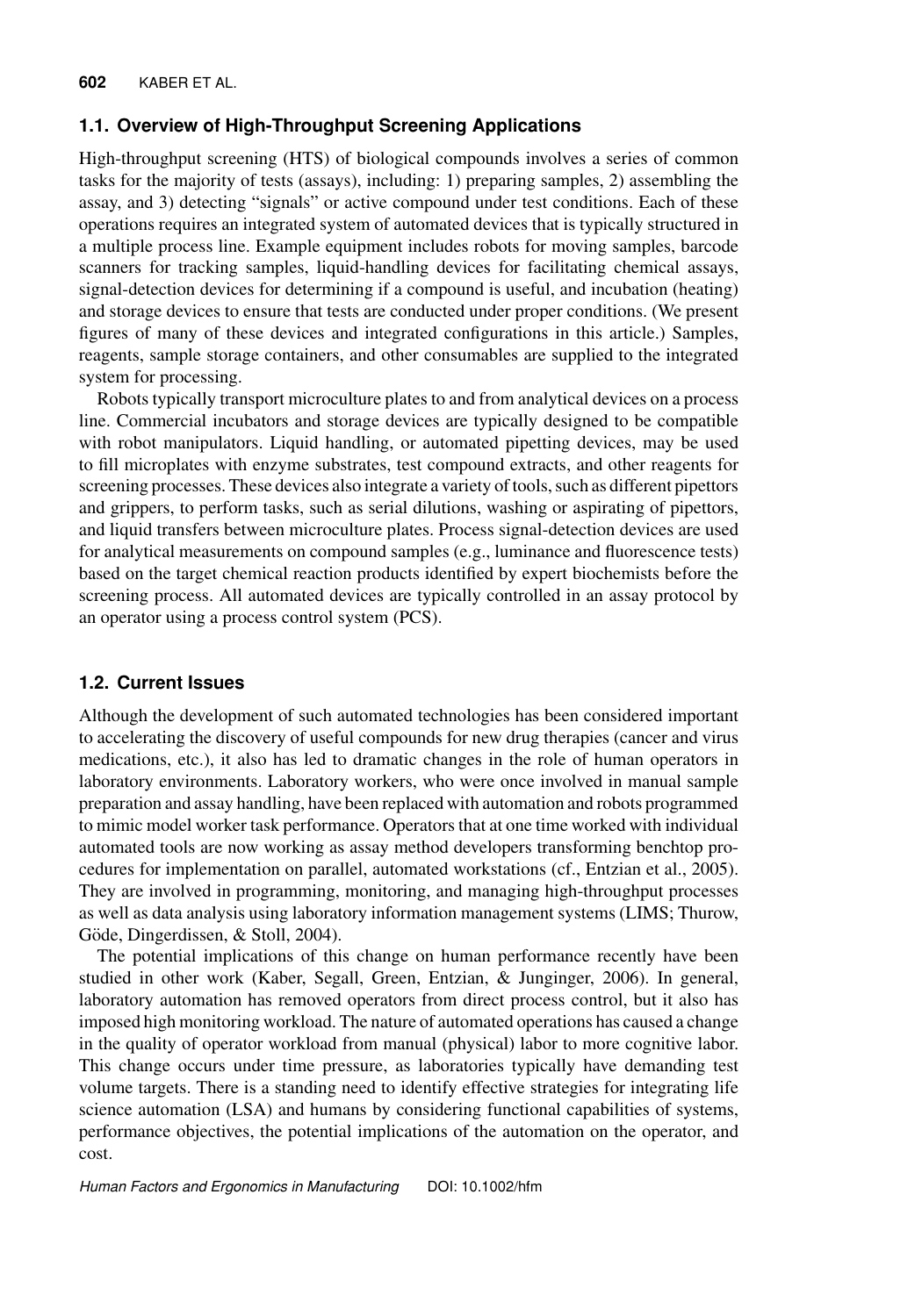### 1.1. Overview of High-Throughput Screening Applications

High-throughput screening (HTS) of biological compounds involves a series of common tasks for the majority of tests (assays), including: 1) preparing samples, 2) assembling the assay, and 3) detecting "signals" or active compound under test conditions. Each of these operations requires an integrated system of automated devices that is typically structured in a multiple process line. Example equipment includes robots for moving samples, barcode scanners for tracking samples, liquid-handling devices for facilitating chemical assays, signal-detection devices for determining if a compound is useful, and incubation (heating) and storage devices to ensure that tests are conducted under proper conditions. (We present figures of many of these devices and integrated configurations in this article.) Samples, reagents, sample storage containers, and other consumables are supplied to the integrated system for processing.

Robots typically transport microculture plates to and from analytical devices on a process line. Commercial incubators and storage devices are typically designed to be compatible with robot manipulators. Liquid handling, or automated pipetting devices, may be used to fill microplates with enzyme substrates, test compound extracts, and other reagents for screening processes. These devices also integrate a variety of tools, such as different pipettors and grippers, to perform tasks, such as serial dilutions, washing or aspirating of pipettors, and liquid transfers between microculture plates. Process signal-detection devices are used for analytical measurements on compound samples (e.g., luminance and fluorescence tests) based on the target chemical reaction products identified by expert biochemists before the screening process. All automated devices are typically controlled in an assay protocol by an operator using a process control system (PCS).

### 1.2. Current Issues

Although the development of such automated technologies has been considered important to accelerating the discovery of useful compounds for new drug therapies (cancer and virus medications, etc.), it also has led to dramatic changes in the role of human operators in laboratory environments. Laboratory workers, who were once involved in manual sample preparation and assay handling, have been replaced with automation and robots programmed to mimic model worker task performance. Operators that at one time worked with individual automated tools are now working as assay method developers transforming benchtop procedures for implementation on parallel, automated workstations (cf., Entzian et al., 2005). They are involved in programming, monitoring, and managing high-throughput processes as well as data analysis using laboratory information management systems (LIMS; Thurow, Göde, Dingerdissen, & Stoll, 2004).

The potential implications of this change on human performance recently have been studied in other work (Kaber, Segall, Green, Entzian, & Junginger, 2006). In general, laboratory automation has removed operators from direct process control, but it also has imposed high monitoring workload. The nature of automated operations has caused a change in the quality of operator workload from manual (physical) labor to more cognitive labor. This change occurs under time pressure, as laboratories typically have demanding test volume targets. There is a standing need to identify effective strategies for integrating life science automation (LSA) and humans by considering functional capabilities of systems, performance objectives, the potential implications of the automation on the operator, and cost.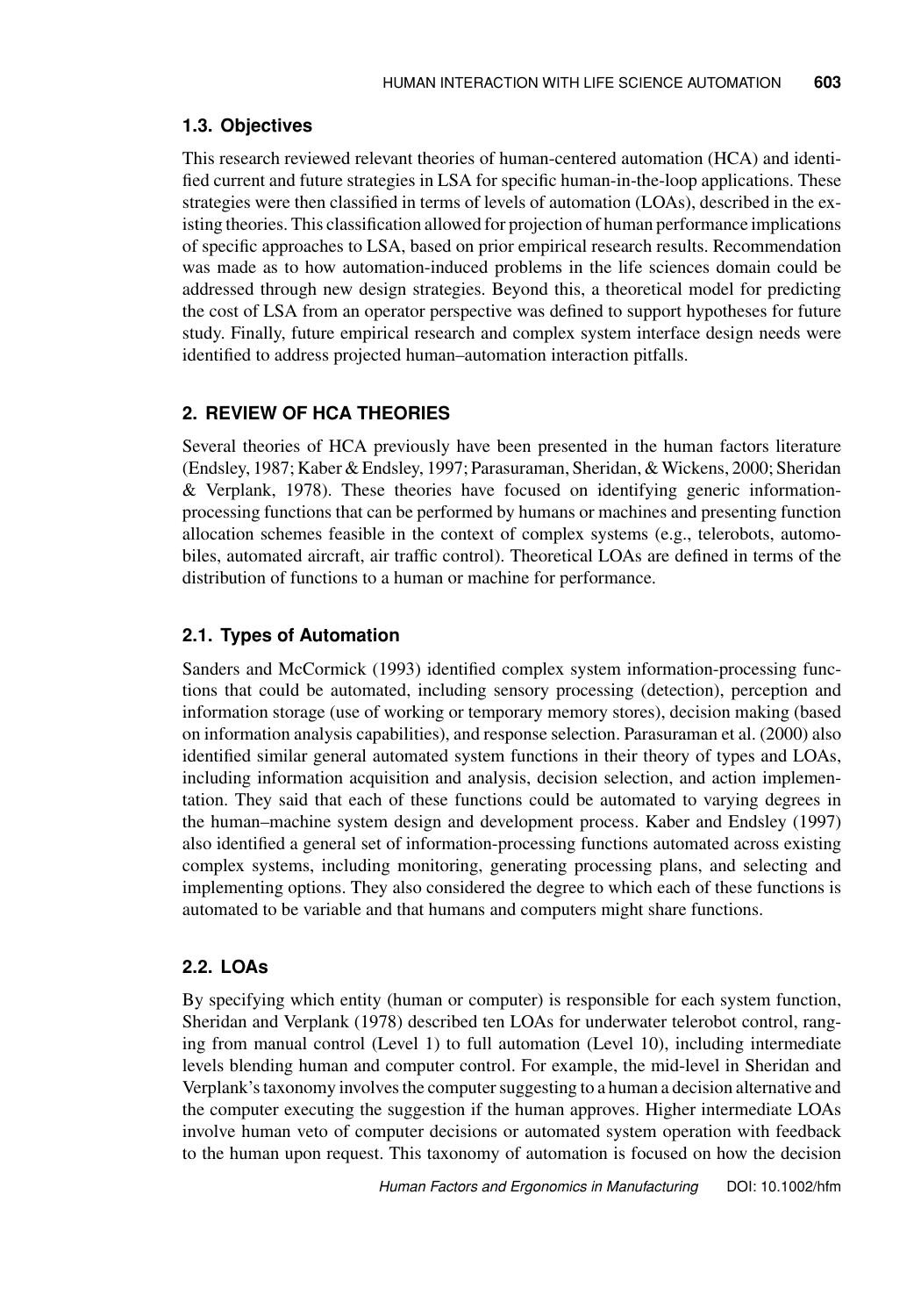### 1.3. Objectives

This research reviewed relevant theories of human-centered automation (HCA) and identified current and future strategies in LSA for specific human-in-the-loop applications. These strategies were then classified in terms of levels of automation (LOAs), described in the existing theories. This classification allowed for projection of human performance implications of specific approaches to LSA, based on prior empirical research results. Recommendation was made as to how automation-induced problems in the life sciences domain could be addressed through new design strategies. Beyond this, a theoretical model for predicting the cost of LSA from an operator perspective was defined to support hypotheses for future study. Finally, future empirical research and complex system interface design needs were identified to address projected human–automation interaction pitfalls.

## 2. REVIEW OF HCA THEORIES

Several theories of HCA previously have been presented in the human factors literature (Endsley, 1987; Kaber & Endsley, 1997; Parasuraman, Sheridan, & Wickens, 2000; Sheridan & Verplank, 1978). These theories have focused on identifying generic information-processing functions that can be performed by humans or machines and presenting function allocation schemes feasible in the context of complex systems (e.g., telerobots, automobiles, automated aircraft, air traffic control). Theoretical LOAs are defined in terms of the distribution of functions to a human or machine for performance.

### 2.1. Types of Automation

Sanders and McCormick (1993) identified complex system information-processing functions that could be automated, including sensory processing (detection), perception and information storage (use of working or temporary memory stores), decision making (based on information analysis capabilities), and response selection. Parasuraman et al. (2000) also identified similar general automated system functions in their theory of types and LOAs, including information acquisition and analysis, decision selection, and action implementation. They said that each of these functions could be automated to varying degrees in the human–machine system design and development process. Kaber and Endsley (1997) also identified a general set of information-processing functions automated across existing complex systems, including monitoring, generating processing plans, and selecting and implementing options. They also considered the degree to which each of these functions is automated to be variable and that humans and computers might share functions.

### 2.2. LOAs

By specifying which entity (human or computer) is responsible for each system function, Sheridan and Verplank (1978) described ten LOAs for underwater telerobot control, ranging from manual control (Level 1) to full automation (Level 10), including intermediate levels blending human and computer control. For example, the mid-level in Sheridan and Verplank's taxonomy involves the computer suggesting to a human a decision alternative and the computer executing the suggestion if the human approves. Higher intermediate LOAs involve human veto of computer decisions or automated system operation with feedback to the human upon request. This taxonomy of automation is focused on how the decision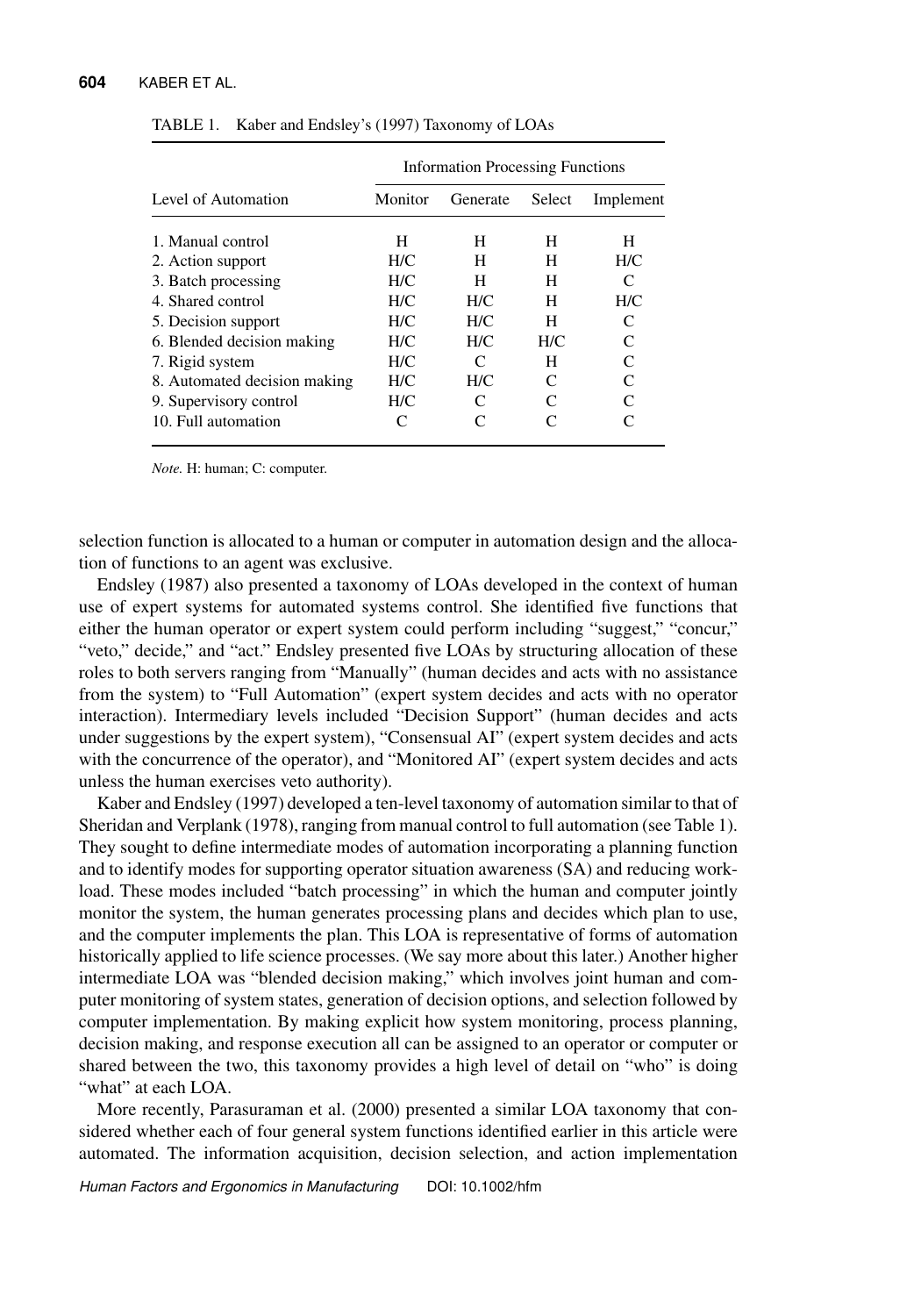TABLE 1. Kaber and Endsley's (1997) Taxonomy of LOAs

| Level of Automation | Information Processing Functions | | | |
|---|---|---|---|---|
| | Monitor | Generate | Select | Implement |
| 1. Manual control | H | H | H | H |
| 2. Action support | H/C | H | H | H/C |
| 3. Batch processing | H/C | H | H | C |
| 4. Shared control | H/C | H/C | H | H/C |
| 5. Decision support | H/C | H/C | H | C |
| 6. Blended decision making | H/C | H/C | H/C | C |
| 7. Rigid system | H/C | C | H | C |
| 8. Automated decision making | H/C | H/C | C | C |
| 9. Supervisory control | H/C | C | C | C |
| 10. Full automation | C | C | C | C |

*Note.* H: human; C: computer.

selection function is allocated to a human or computer in automation design and the allocation of functions to an agent was exclusive.

Endsley (1987) also presented a taxonomy of LOAs developed in the context of human use of expert systems for automated systems control. She identified five functions that either the human operator or expert system could perform including "suggest," "concur," "veto," decide," and "act." Endsley presented five LOAs by structuring allocation of these roles to both servers ranging from "Manually" (human decides and acts with no assistance from the system) to "Full Automation" (expert system decides and acts with no operator interaction). Intermediary levels included "Decision Support" (human decides and acts under suggestions by the expert system), "Consensual AI" (expert system decides and acts with the concurrence of the operator), and "Monitored AI" (expert system decides and acts unless the human exercises veto authority).

Kaber and Endsley (1997) developed a ten-level taxonomy of automation similar to that of Sheridan and Verplank (1978), ranging from manual control to full automation (see Table 1). They sought to define intermediate modes of automation incorporating a planning function and to identify modes for supporting operator situation awareness (SA) and reducing workload. These modes included "batch processing" in which the human and computer jointly monitor the system, the human generates processing plans and decides which plan to use, and the computer implements the plan. This LOA is representative of forms of automation historically applied to life science processes. (We say more about this later.) Another higher intermediate LOA was "blended decision making," which involves joint human and computer monitoring of system states, generation of decision options, and selection followed by computer implementation. By making explicit how system monitoring, process planning, decision making, and response execution all can be assigned to an operator or computer or shared between the two, this taxonomy provides a high level of detail on "who" is doing "what" at each LOA.

More recently, Parasuraman et al. (2000) presented a similar LOA taxonomy that considered whether each of four general system functions identified earlier in this article were automated. The information acquisition, decision selection, and action implementation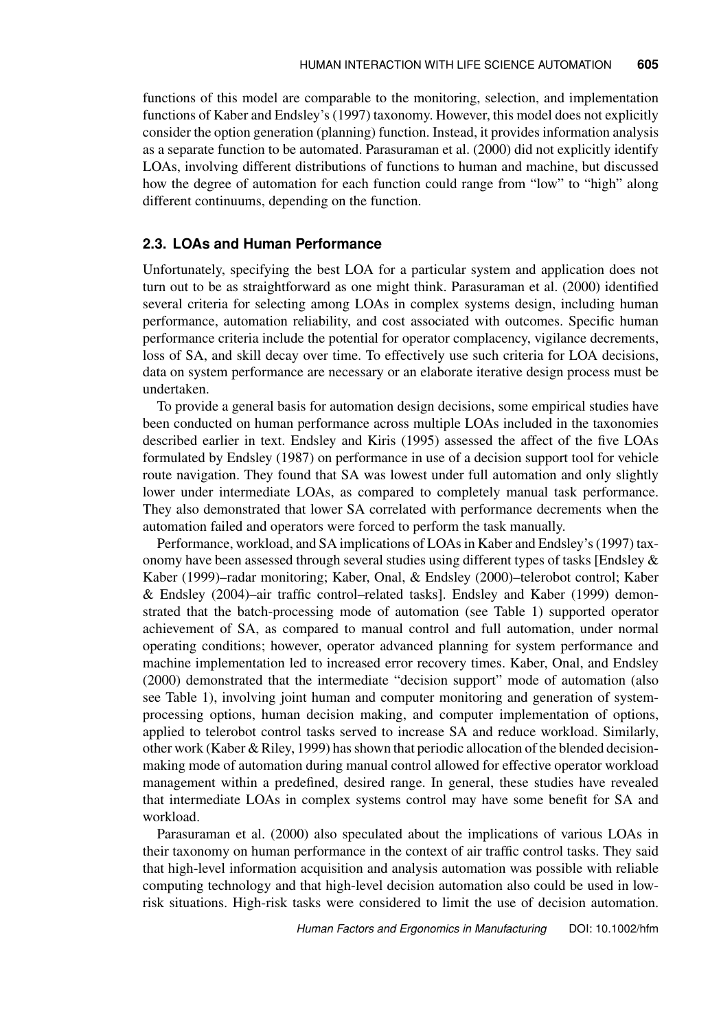functions of this model are comparable to the monitoring, selection, and implementation functions of Kaber and Endsley's (1997) taxonomy. However, this model does not explicitly consider the option generation (planning) function. Instead, it provides information analysis as a separate function to be automated. Parasuraman et al. (2000) did not explicitly identify LOAs, involving different distributions of functions to human and machine, but discussed how the degree of automation for each function could range from "low" to "high" along different continuums, depending on the function.

### 2.3. LOAs and Human Performance

Unfortunately, specifying the best LOA for a particular system and application does not turn out to be as straightforward as one might think. Parasuraman et al. (2000) identified several criteria for selecting among LOAs in complex systems design, including human performance, automation reliability, and cost associated with outcomes. Specific human performance criteria include the potential for operator complacency, vigilance decrements, loss of SA, and skill decay over time. To effectively use such criteria for LOA decisions, data on system performance are necessary or an elaborate iterative design process must be undertaken.

To provide a general basis for automation design decisions, some empirical studies have been conducted on human performance across multiple LOAs included in the taxonomies described earlier in text. Endsley and Kiris (1995) assessed the affect of the five LOAs formulated by Endsley (1987) on performance in use of a decision support tool for vehicle route navigation. They found that SA was lowest under full automation and only slightly lower under intermediate LOAs, as compared to completely manual task performance. They also demonstrated that lower SA correlated with performance decrements when the automation failed and operators were forced to perform the task manually.

Performance, workload, and SA implications of LOAs in Kaber and Endsley's (1997) taxonomy have been assessed through several studies using different types of tasks [Endsley & Kaber (1999)–radar monitoring; Kaber, Onal, & Endsley (2000)–telerobot control; Kaber & Endsley (2004)–air traffic control–related tasks]. Endsley and Kaber (1999) demonstrated that the batch-processing mode of automation (see Table 1) supported operator achievement of SA, as compared to manual control and full automation, under normal operating conditions; however, operator advanced planning for system performance and machine implementation led to increased error recovery times. Kaber, Onal, and Endsley (2000) demonstrated that the intermediate "decision support" mode of automation (also see Table 1), involving joint human and computer monitoring and generation of system-processing options, human decision making, and computer implementation of options, applied to telerobot control tasks served to increase SA and reduce workload. Similarly, other work (Kaber & Riley, 1999) has shown that periodic allocation of the blended decision-making mode of automation during manual control allowed for effective operator workload management within a predefined, desired range. In general, these studies have revealed that intermediate LOAs in complex systems control may have some benefit for SA and workload.

Parasuraman et al. (2000) also speculated about the implications of various LOAs in their taxonomy on human performance in the context of air traffic control tasks. They said that high-level information acquisition and analysis automation was possible with reliable computing technology and that high-level decision automation also could be used in low-risk situations. High-risk tasks were considered to limit the use of decision automation.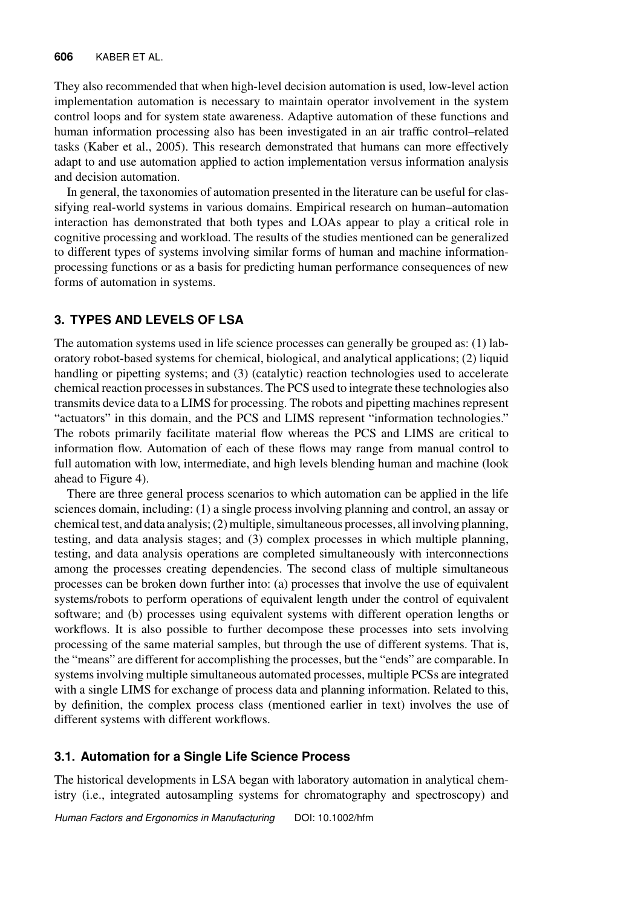They also recommended that when high-level decision automation is used, low-level action implementation automation is necessary to maintain operator involvement in the system control loops and for system state awareness. Adaptive automation of these functions and human information processing also has been investigated in an air traffic control–related tasks (Kaber et al., 2005). This research demonstrated that humans can more effectively adapt to and use automation applied to action implementation versus information analysis and decision automation.

In general, the taxonomies of automation presented in the literature can be useful for classifying real-world systems in various domains. Empirical research on human–automation interaction has demonstrated that both types and LOAs appear to play a critical role in cognitive processing and workload. The results of the studies mentioned can be generalized to different types of systems involving similar forms of human and machine information-processing functions or as a basis for predicting human performance consequences of new forms of automation in systems.

## 3. TYPES AND LEVELS OF LSA

The automation systems used in life science processes can generally be grouped as: (1) laboratory robot-based systems for chemical, biological, and analytical applications; (2) liquid handling or pipetting systems; and (3) (catalytic) reaction technologies used to accelerate chemical reaction processes in substances. The PCS used to integrate these technologies also transmits device data to a LIMS for processing. The robots and pipetting machines represent "actuators" in this domain, and the PCS and LIMS represent "information technologies." The robots primarily facilitate material flow whereas the PCS and LIMS are critical to information flow. Automation of each of these flows may range from manual control to full automation with low, intermediate, and high levels blending human and machine (look ahead to Figure 4).

There are three general process scenarios to which automation can be applied in the life sciences domain, including: (1) a single process involving planning and control, an assay or chemical test, and data analysis; (2) multiple, simultaneous processes, all involving planning, testing, and data analysis stages; and (3) complex processes in which multiple planning, testing, and data analysis operations are completed simultaneously with interconnections among the processes creating dependencies. The second class of multiple simultaneous processes can be broken down further into: (a) processes that involve the use of equivalent systems/robots to perform operations of equivalent length under the control of equivalent software; and (b) processes using equivalent systems with different operation lengths or workflows. It is also possible to further decompose these processes into sets involving processing of the same material samples, but through the use of different systems. That is, the "means" are different for accomplishing the processes, but the "ends" are comparable. In systems involving multiple simultaneous automated processes, multiple PCSs are integrated with a single LIMS for exchange of process data and planning information. Related to this, by definition, the complex process class (mentioned earlier in text) involves the use of different systems with different workflows.

### 3.1. Automation for a Single Life Science Process

The historical developments in LSA began with laboratory automation in analytical chemistry (i.e., integrated autosampling systems for chromatography and spectroscopy) and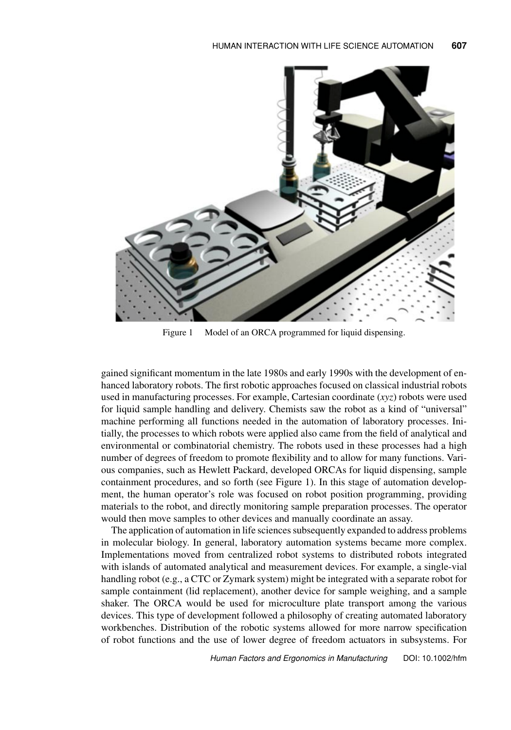Figure 1 Model of an ORCA programmed for liquid dispensing.

gained significant momentum in the late 1980s and early 1990s with the development of enhanced laboratory robots. The first robotic approaches focused on classical industrial robots used in manufacturing processes. For example, Cartesian coordinate (*xyz*) robots were used for liquid sample handling and delivery. Chemists saw the robot as a kind of "universal" machine performing all functions needed in the automation of laboratory processes. Initially, the processes to which robots were applied also came from the field of analytical and environmental or combinatorial chemistry. The robots used in these processes had a high number of degrees of freedom to promote flexibility and to allow for many functions. Various companies, such as Hewlett Packard, developed ORCAs for liquid dispensing, sample containment procedures, and so forth (see Figure 1). In this stage of automation development, the human operator's role was focused on robot position programming, providing materials to the robot, and directly monitoring sample preparation processes. The operator would then move samples to other devices and manually coordinate an assay.

The application of automation in life sciences subsequently expanded to address problems in molecular biology. In general, laboratory automation systems became more complex. Implementations moved from centralized robot systems to distributed robots integrated with islands of automated analytical and measurement devices. For example, a single-vial handling robot (e.g., a CTC or Zymark system) might be integrated with a separate robot for sample containment (lid replacement), another device for sample weighing, and a sample shaker. The ORCA would be used for microculture plate transport among the various devices. This type of development followed a philosophy of creating automated laboratory workbenches. Distribution of the robotic systems allowed for more narrow specification of robot functions and the use of lower degree of freedom actuators in subsystems. For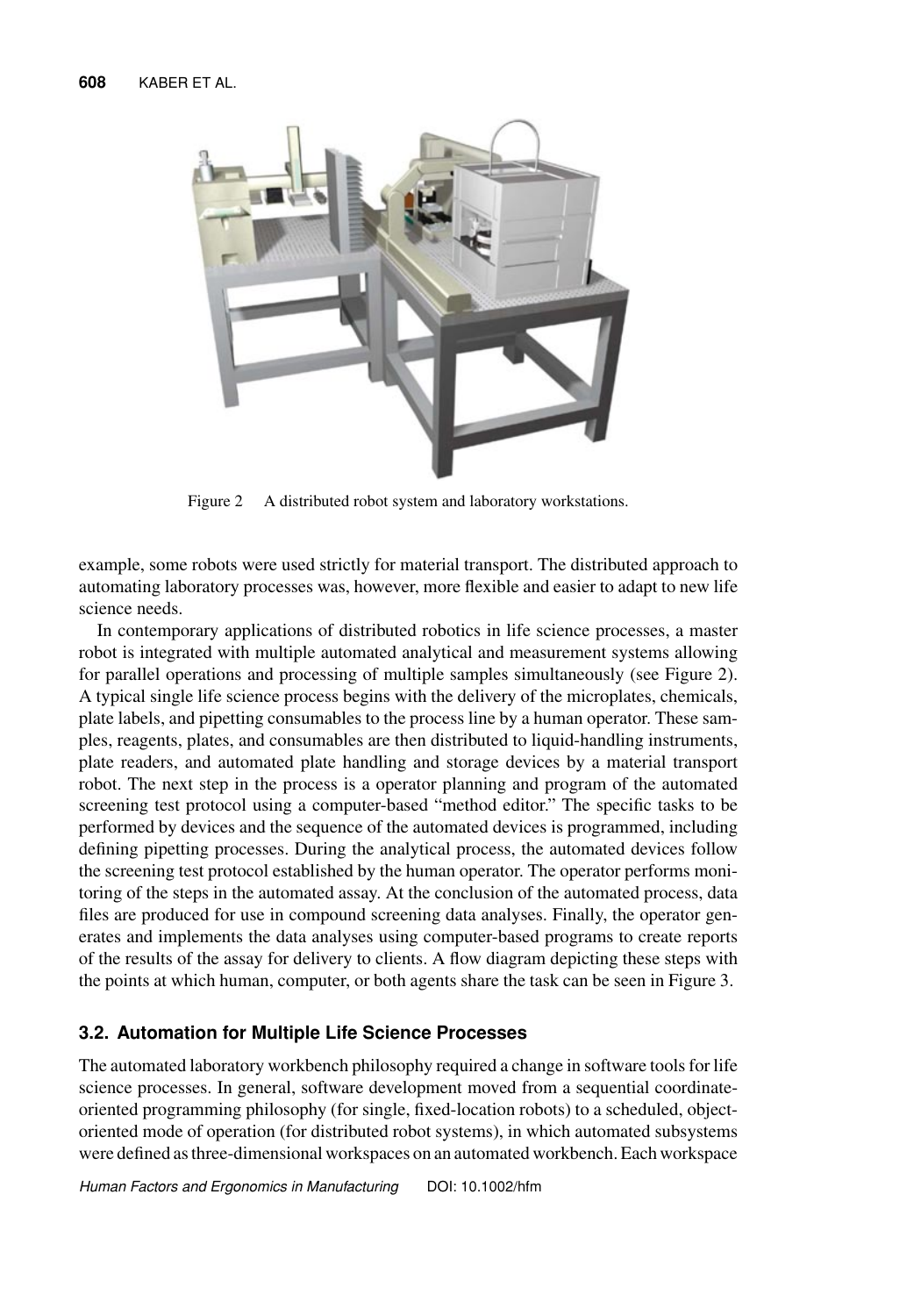Figure 2 A distributed robot system and laboratory workstations.

example, some robots were used strictly for material transport. The distributed approach to automating laboratory processes was, however, more flexible and easier to adapt to new life science needs.

In contemporary applications of distributed robotics in life science processes, a master robot is integrated with multiple automated analytical and measurement systems allowing for parallel operations and processing of multiple samples simultaneously (see Figure 2). A typical single life science process begins with the delivery of the microplates, chemicals, plate labels, and pipetting consumables to the process line by a human operator. These samples, reagents, plates, and consumables are then distributed to liquid-handling instruments, plate readers, and automated plate handling and storage devices by a material transport robot. The next step in the process is a operator planning and program of the automated screening test protocol using a computer-based "method editor." The specific tasks to be performed by devices and the sequence of the automated devices is programmed, including defining pipetting processes. During the analytical process, the automated devices follow the screening test protocol established by the human operator. The operator performs monitoring of the steps in the automated assay. At the conclusion of the automated process, data files are produced for use in compound screening data analyses. Finally, the operator generates and implements the data analyses using computer-based programs to create reports of the results of the assay for delivery to clients. A flow diagram depicting these steps with the points at which human, computer, or both agents share the task can be seen in Figure 3.

### 3.2. Automation for Multiple Life Science Processes

The automated laboratory workbench philosophy required a change in software tools for life science processes. In general, software development moved from a sequential coordinate-oriented programming philosophy (for single, fixed-location robots) to a scheduled, object-oriented mode of operation (for distributed robot systems), in which automated subsystems were defined as three-dimensional workspaces on an automated workbench. Each workspace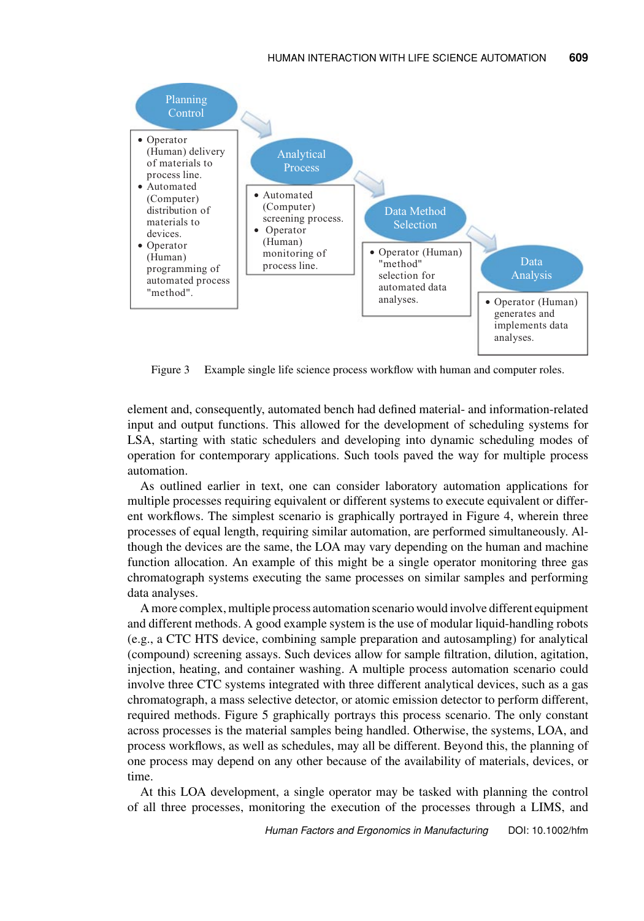**Planning Control**

- Operator (Human) delivery of materials to process line.
- Automated (Computer) distribution of materials to devices.
- Operator (Human) programming of automated process "method".

**Analytical Process**

- Automated (Computer) screening process.
- Operator (Human) monitoring of process line.

**Data Method Selection**

- Operator (Human) "method" selection for automated data analyses.

**Data Analysis**

- Operator (Human) generates and implements data analyses.

Figure 3 Example single life science process workflow with human and computer roles.

element and, consequently, automated bench had defined material- and information-related input and output functions. This allowed for the development of scheduling systems for LSA, starting with static schedulers and developing into dynamic scheduling modes of operation for contemporary applications. Such tools paved the way for multiple process automation.

As outlined earlier in text, one can consider laboratory automation applications for multiple processes requiring equivalent or different systems to execute equivalent or different workflows. The simplest scenario is graphically portrayed in Figure 4, wherein three processes of equal length, requiring similar automation, are performed simultaneously. Although the devices are the same, the LOA may vary depending on the human and machine function allocation. An example of this might be a single operator monitoring three gas chromatograph systems executing the same processes on similar samples and performing data analyses.

A more complex, multiple process automation scenario would involve different equipment and different methods. A good example system is the use of modular liquid-handling robots (e.g., a CTC HTS device, combining sample preparation and autosampling) for analytical (compound) screening assays. Such devices allow for sample filtration, dilution, agitation, injection, heating, and container washing. A multiple process automation scenario could involve three CTC systems integrated with three different analytical devices, such as a gas chromatograph, a mass selective detector, or atomic emission detector to perform different, required methods. Figure 5 graphically portrays this process scenario. The only constant across processes is the material samples being handled. Otherwise, the systems, LOA, and process workflows, as well as schedules, may all be different. Beyond this, the planning of one process may depend on any other because of the availability of materials, devices, or time.

At this LOA development, a single operator may be tasked with planning the control of all three processes, monitoring the execution of the processes through a LIMS, and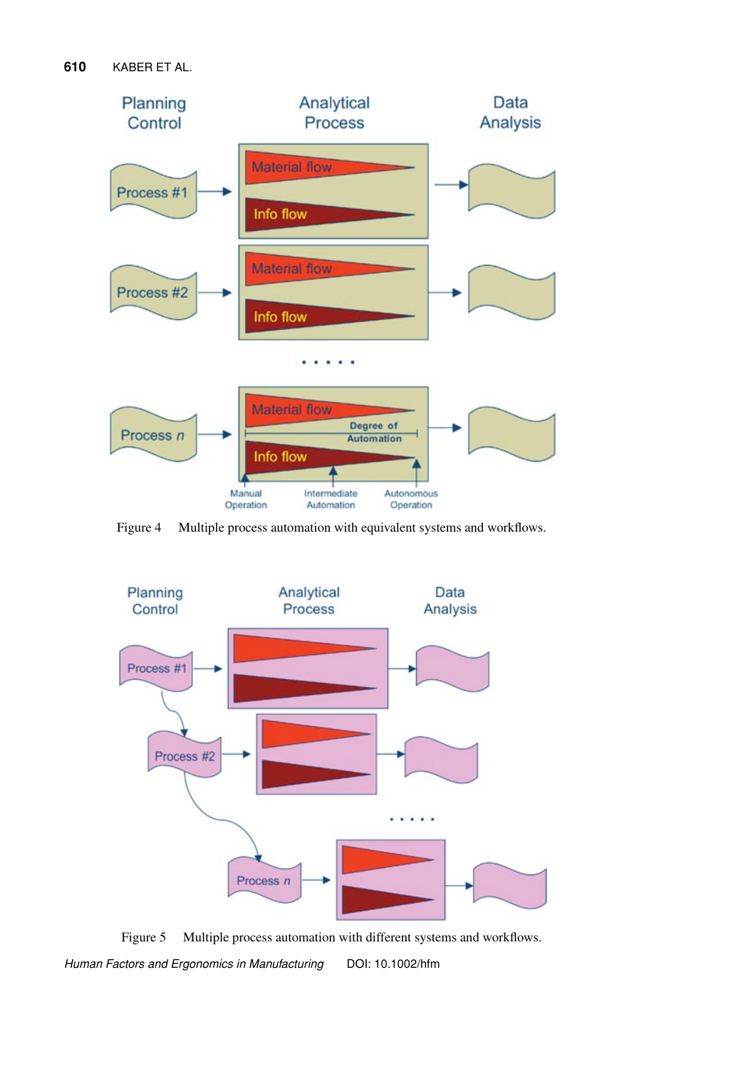Figure 4 Multiple process automation with equivalent systems and workflows.

Figure 5 Multiple process automation with different systems and workflows.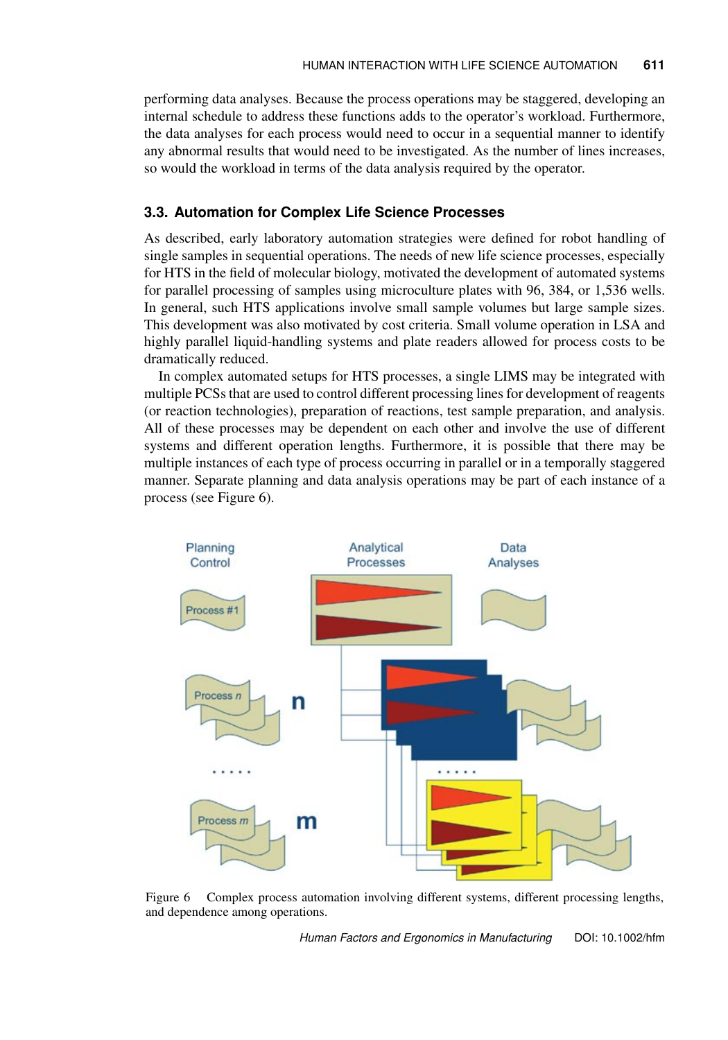performing data analyses. Because the process operations may be staggered, developing an internal schedule to address these functions adds to the operator's workload. Furthermore, the data analyses for each process would need to occur in a sequential manner to identify any abnormal results that would need to be investigated. As the number of lines increases, so would the workload in terms of the data analysis required by the operator.

### 3.3. Automation for Complex Life Science Processes

As described, early laboratory automation strategies were defined for robot handling of single samples in sequential operations. The needs of new life science processes, especially for HTS in the field of molecular biology, motivated the development of automated systems for parallel processing of samples using microculture plates with 96, 384, or 1,536 wells. In general, such HTS applications involve small sample volumes but large sample sizes. This development was also motivated by cost criteria. Small volume operation in LSA and highly parallel liquid-handling systems and plate readers allowed for process costs to be dramatically reduced.

In complex automated setups for HTS processes, a single LIMS may be integrated with multiple PCSs that are used to control different processing lines for development of reagents (or reaction technologies), preparation of reactions, test sample preparation, and analysis. All of these processes may be dependent on each other and involve the use of different systems and different operation lengths. Furthermore, it is possible that there may be multiple instances of each type of process occurring in parallel or in a temporally staggered manner. Separate planning and data analysis operations may be part of each instance of a process (see Figure 6).

Figure 6 Complex process automation involving different systems, different processing lengths, and dependence among operations.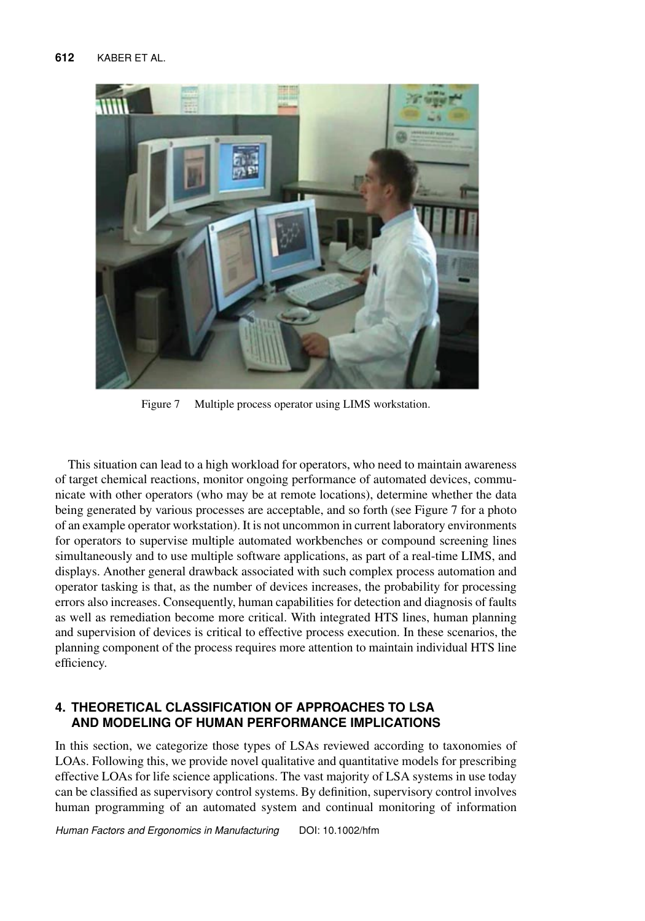Figure 7 Multiple process operator using LIMS workstation.

This situation can lead to a high workload for operators, who need to maintain awareness of target chemical reactions, monitor ongoing performance of automated devices, communicate with other operators (who may be at remote locations), determine whether the data being generated by various processes are acceptable, and so forth (see Figure 7 for a photo of an example operator workstation). It is not uncommon in current laboratory environments for operators to supervise multiple automated workbenches or compound screening lines simultaneously and to use multiple software applications, as part of a real-time LIMS, and displays. Another general drawback associated with such complex process automation and operator tasking is that, as the number of devices increases, the probability for processing errors also increases. Consequently, human capabilities for detection and diagnosis of faults as well as remediation become more critical. With integrated HTS lines, human planning and supervision of devices is critical to effective process execution. In these scenarios, the planning component of the process requires more attention to maintain individual HTS line efficiency.

## 4. THEORETICAL CLASSIFICATION OF APPROACHES TO LSA AND MODELING OF HUMAN PERFORMANCE IMPLICATIONS

In this section, we categorize those types of LSAs reviewed according to taxonomies of LOAs. Following this, we provide novel qualitative and quantitative models for prescribing effective LOAs for life science applications. The vast majority of LSA systems in use today can be classified as supervisory control systems. By definition, supervisory control involves human programming of an automated system and continual monitoring of information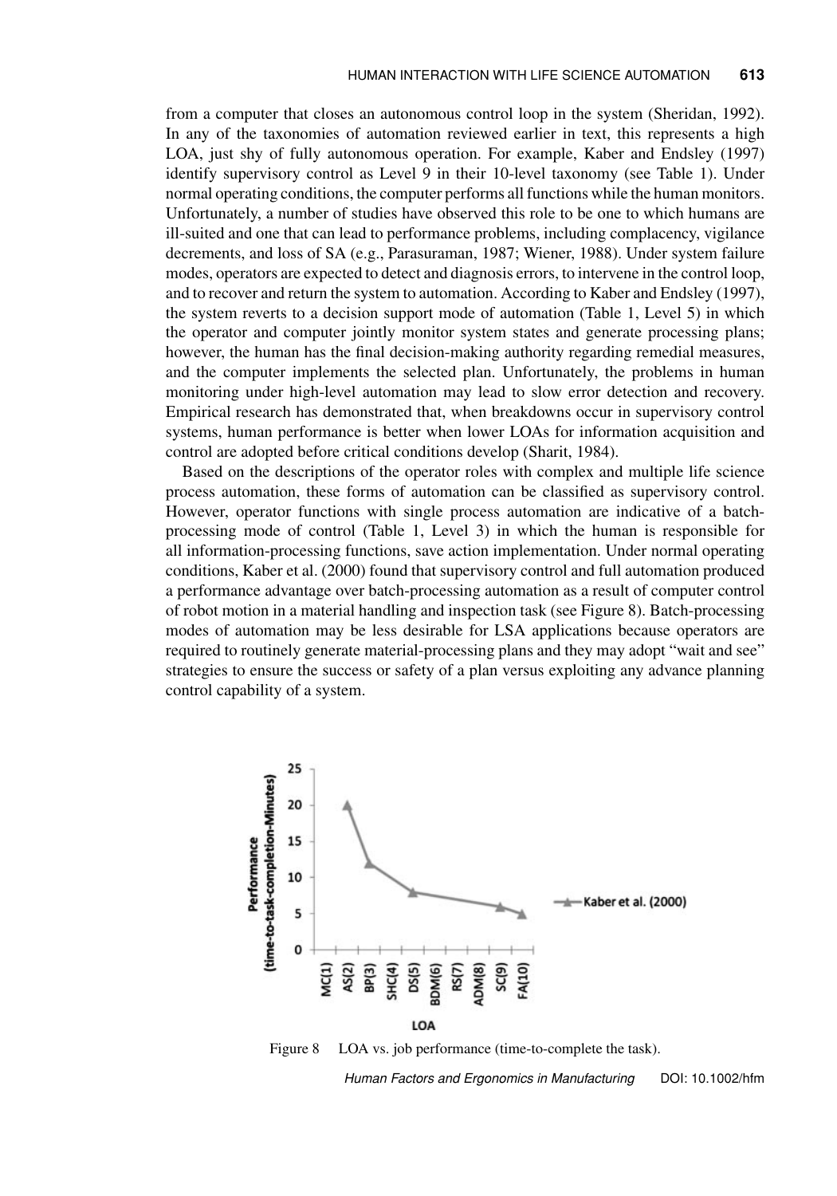from a computer that closes an autonomous control loop in the system (Sheridan, 1992). In any of the taxonomies of automation reviewed earlier in text, this represents a high LOA, just shy of fully autonomous operation. For example, Kaber and Endsley (1997) identify supervisory control as Level 9 in their 10-level taxonomy (see Table 1). Under normal operating conditions, the computer performs all functions while the human monitors. Unfortunately, a number of studies have observed this role to be one to which humans are ill-suited and one that can lead to performance problems, including complacency, vigilance decrements, and loss of SA (e.g., Parasuraman, 1987; Wiener, 1988). Under system failure modes, operators are expected to detect and diagnosis errors, to intervene in the control loop, and to recover and return the system to automation. According to Kaber and Endsley (1997), the system reverts to a decision support mode of automation (Table 1, Level 5) in which the operator and computer jointly monitor system states and generate processing plans; however, the human has the final decision-making authority regarding remedial measures, and the computer implements the selected plan. Unfortunately, the problems in human monitoring under high-level automation may lead to slow error detection and recovery. Empirical research has demonstrated that, when breakdowns occur in supervisory control systems, human performance is better when lower LOAs for information acquisition and control are adopted before critical conditions develop (Sharit, 1984).

Based on the descriptions of the operator roles with complex and multiple life science process automation, these forms of automation can be classified as supervisory control. However, operator functions with single process automation are indicative of a batch-processing mode of control (Table 1, Level 3) in which the human is responsible for all information-processing functions, save action implementation. Under normal operating conditions, Kaber et al. (2000) found that supervisory control and full automation produced a performance advantage over batch-processing automation as a result of computer control of robot motion in a material handling and inspection task (see Figure 8). Batch-processing modes of automation may be less desirable for LSA applications because operators are required to routinely generate material-processing plans and they may adopt "wait and see" strategies to ensure the success or safety of a plan versus exploiting any advance planning control capability of a system.

Figure 8 LOA vs. job performance (time-to-complete the task).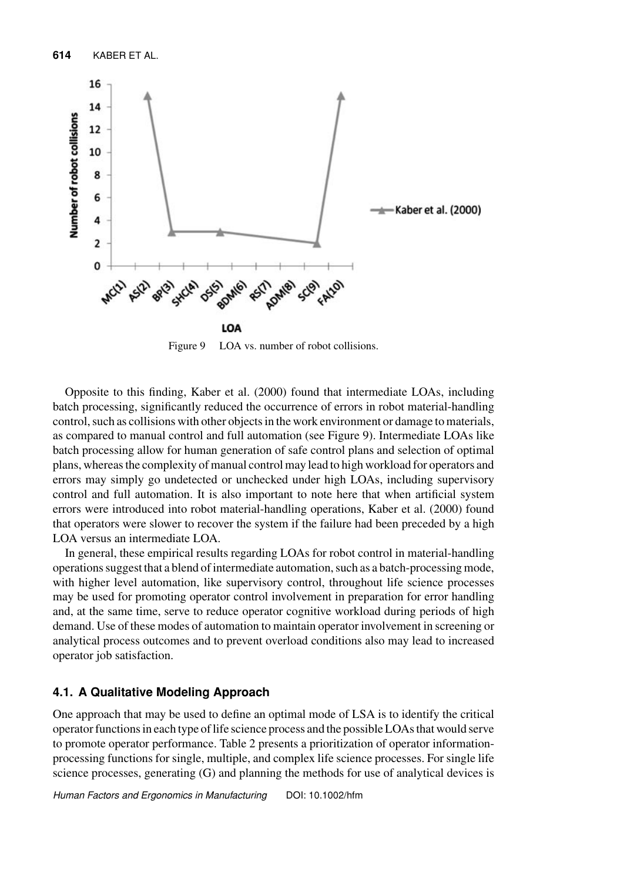Figure 9 LOA vs. number of robot collisions.

Opposite to this finding, Kaber et al. (2000) found that intermediate LOAs, including batch processing, significantly reduced the occurrence of errors in robot material-handling control, such as collisions with other objects in the work environment or damage to materials, as compared to manual control and full automation (see Figure 9). Intermediate LOAs like batch processing allow for human generation of safe control plans and selection of optimal plans, whereas the complexity of manual control may lead to high workload for operators and errors may simply go undetected or unchecked under high LOAs, including supervisory control and full automation. It is also important to note here that when artificial system errors were introduced into robot material-handling operations, Kaber et al. (2000) found that operators were slower to recover the system if the failure had been preceded by a high LOA versus an intermediate LOA.

In general, these empirical results regarding LOAs for robot control in material-handling operations suggest that a blend of intermediate automation, such as a batch-processing mode, with higher level automation, like supervisory control, throughout life science processes may be used for promoting operator control involvement in preparation for error handling and, at the same time, serve to reduce operator cognitive workload during periods of high demand. Use of these modes of automation to maintain operator involvement in screening or analytical process outcomes and to prevent overload conditions also may lead to increased operator job satisfaction.

### 4.1. A Qualitative Modeling Approach

One approach that may be used to define an optimal mode of LSA is to identify the critical operator functions in each type of life science process and the possible LOAs that would serve to promote operator performance. Table 2 presents a prioritization of operator information-processing functions for single, multiple, and complex life science processes. For single life science processes, generating (G) and planning the methods for use of analytical devices is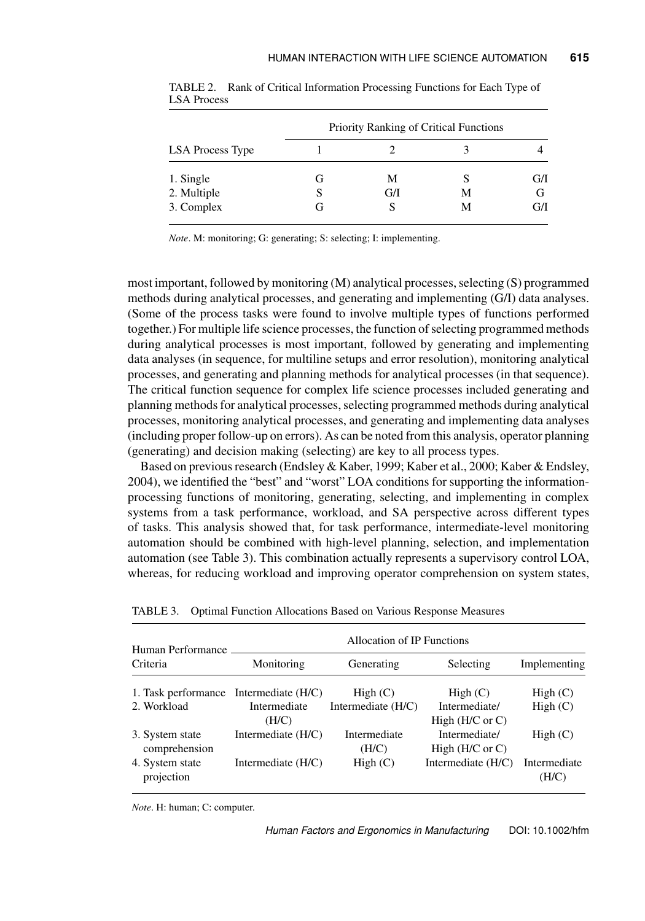TABLE 2. Rank of Critical Information Processing Functions for Each Type of LSA Process

| LSA Process Type | Priority Ranking of Critical Functions | | | |
|---|---|---|---|---|
| | 1 | 2 | 3 | 4 |
| 1. Single | G | M | S | G/I |
| 2. Multiple | S | G/I | M | G |
| 3. Complex | G | S | M | G/I |

*Note*. M: monitoring; G: generating; S: selecting; I: implementing.

most important, followed by monitoring (M) analytical processes, selecting (S) programmed methods during analytical processes, and generating and implementing (G/I) data analyses. (Some of the process tasks were found to involve multiple types of functions performed together.) For multiple life science processes, the function of selecting programmed methods during analytical processes is most important, followed by generating and implementing data analyses (in sequence, for multiline setups and error resolution), monitoring analytical processes, and generating and planning methods for analytical processes (in that sequence). The critical function sequence for complex life science processes included generating and planning methods for analytical processes, selecting programmed methods during analytical processes, monitoring analytical processes, and generating and implementing data analyses (including proper follow-up on errors). As can be noted from this analysis, operator planning (generating) and decision making (selecting) are key to all process types.

Based on previous research (Endsley & Kaber, 1999; Kaber et al., 2000; Kaber & Endsley, 2004), we identified the "best" and "worst" LOA conditions for supporting the information-processing functions of monitoring, generating, selecting, and implementing in complex systems from a task performance, workload, and SA perspective across different types of tasks. This analysis showed that, for task performance, intermediate-level monitoring automation should be combined with high-level planning, selection, and implementation automation (see Table 3). This combination actually represents a supervisory control LOA, whereas, for reducing workload and improving operator comprehension on system states,

TABLE 3. Optimal Function Allocations Based on Various Response Measures

| Human Performance Criteria | Allocation of IP Functions | | | |
|---|---|---|---|---|
| | Monitoring | Generating | Selecting | Implementing |
| 1. Task performance | Intermediate (H/C) | High (C) | High (C) | High (C) |
| 2. Workload | Intermediate (H/C) | Intermediate (H/C) | Intermediate/ High (H/C or C) | High (C) |
| 3. System state comprehension | Intermediate (H/C) | Intermediate (H/C) | Intermediate/ High (H/C or C) | High (C) |
| 4. System state projection | Intermediate (H/C) | High (C) | Intermediate (H/C) | Intermediate (H/C) |

*Note*. H: human; C: computer.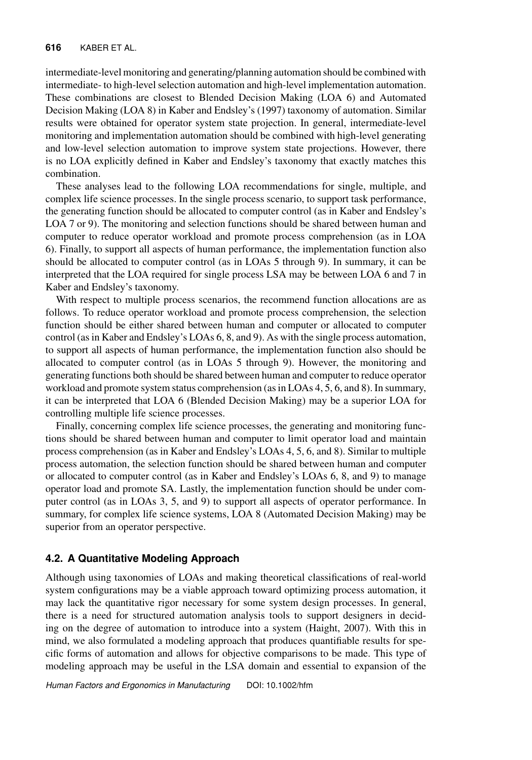intermediate-level monitoring and generating/planning automation should be combined with intermediate- to high-level selection automation and high-level implementation automation. These combinations are closest to Blended Decision Making (LOA 6) and Automated Decision Making (LOA 8) in Kaber and Endsley's (1997) taxonomy of automation. Similar results were obtained for operator system state projection. In general, intermediate-level monitoring and implementation automation should be combined with high-level generating and low-level selection automation to improve system state projections. However, there is no LOA explicitly defined in Kaber and Endsley's taxonomy that exactly matches this combination.

These analyses lead to the following LOA recommendations for single, multiple, and complex life science processes. In the single process scenario, to support task performance, the generating function should be allocated to computer control (as in Kaber and Endsley's LOA 7 or 9). The monitoring and selection functions should be shared between human and computer to reduce operator workload and promote process comprehension (as in LOA 6). Finally, to support all aspects of human performance, the implementation function also should be allocated to computer control (as in LOAs 5 through 9). In summary, it can be interpreted that the LOA required for single process LSA may be between LOA 6 and 7 in Kaber and Endsley's taxonomy.

With respect to multiple process scenarios, the recommend function allocations are as follows. To reduce operator workload and promote process comprehension, the selection function should be either shared between human and computer or allocated to computer control (as in Kaber and Endsley's LOAs 6, 8, and 9). As with the single process automation, to support all aspects of human performance, the implementation function also should be allocated to computer control (as in LOAs 5 through 9). However, the monitoring and generating functions both should be shared between human and computer to reduce operator workload and promote system status comprehension (as in LOAs 4, 5, 6, and 8). In summary, it can be interpreted that LOA 6 (Blended Decision Making) may be a superior LOA for controlling multiple life science processes.

Finally, concerning complex life science processes, the generating and monitoring functions should be shared between human and computer to limit operator load and maintain process comprehension (as in Kaber and Endsley's LOAs 4, 5, 6, and 8). Similar to multiple process automation, the selection function should be shared between human and computer or allocated to computer control (as in Kaber and Endsley's LOAs 6, 8, and 9) to manage operator load and promote SA. Lastly, the implementation function should be under computer control (as in LOAs 3, 5, and 9) to support all aspects of operator performance. In summary, for complex life science systems, LOA 8 (Automated Decision Making) may be superior from an operator perspective.

### 4.2. A Quantitative Modeling Approach

Although using taxonomies of LOAs and making theoretical classifications of real-world system configurations may be a viable approach toward optimizing process automation, it may lack the quantitative rigor necessary for some system design processes. In general, there is a need for structured automation analysis tools to support designers in deciding on the degree of automation to introduce into a system (Haight, 2007). With this in mind, we also formulated a modeling approach that produces quantifiable results for specific forms of automation and allows for objective comparisons to be made. This type of modeling approach may be useful in the LSA domain and essential to expansion of the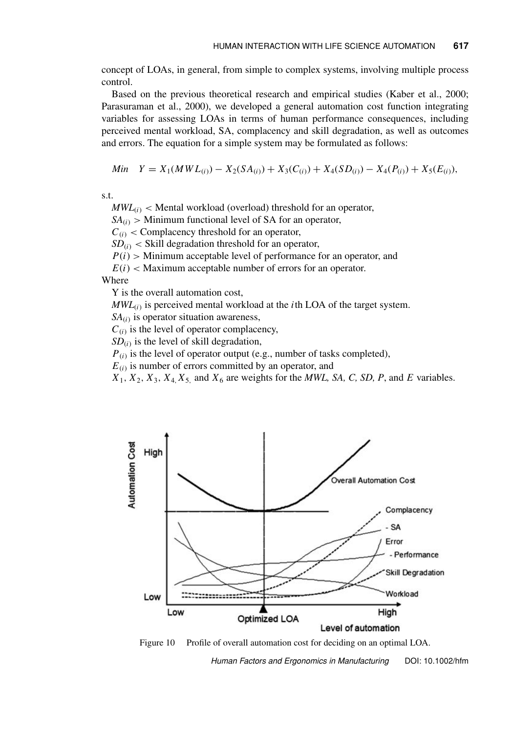concept of LOAs, in general, from simple to complex systems, involving multiple process control.

Based on the previous theoretical research and empirical studies (Kaber et al., 2000; Parasuraman et al., 2000), we developed a general automation cost function integrating variables for assessing LOAs in terms of human performance consequences, including perceived mental workload, SA, complacency and skill degradation, as well as outcomes and errors. The equation for a simple system may be formulated as follows:

$$Min \quad Y = X_1(MWL_{(i)}) - X_2(SA_{(i)}) + X_3(C_{(i)}) + X_4(SD_{(i)}) - X_4(P_{(i)}) + X_5(E_{(i)}),$$

s.t.

$MWL_{(i)}$ < Mental workload (overload) threshold for an operator,
$SA_{(i)}$ > Minimum functional level of SA for an operator,
$C_{(i)}$ < Complacency threshold for an operator,
$SD_{(i)}$ < Skill degradation threshold for an operator,
$P(i)$ > Minimum acceptable level of performance for an operator, and
$E(i)$ < Maximum acceptable number of errors for an operator.

Where

Y is the overall automation cost,
$MWL_{(i)}$ is perceived mental workload at the $i$th LOA of the target system.
$SA_{(i)}$ is operator situation awareness,
$C_{(i)}$ is the level of operator complacency,
$SD_{(i)}$ is the level of skill degradation,
$P_{(i)}$ is the level of operator output (e.g., number of tasks completed),
$E_{(i)}$ is number of errors committed by an operator, and
$X_1$, $X_2$, $X_3$, $X_4$, $X_5$, and $X_6$ are weights for the *MWL, SA, C, SD, P*, and *E* variables.

Figure 10 Profile of overall automation cost for deciding on an optimal LOA.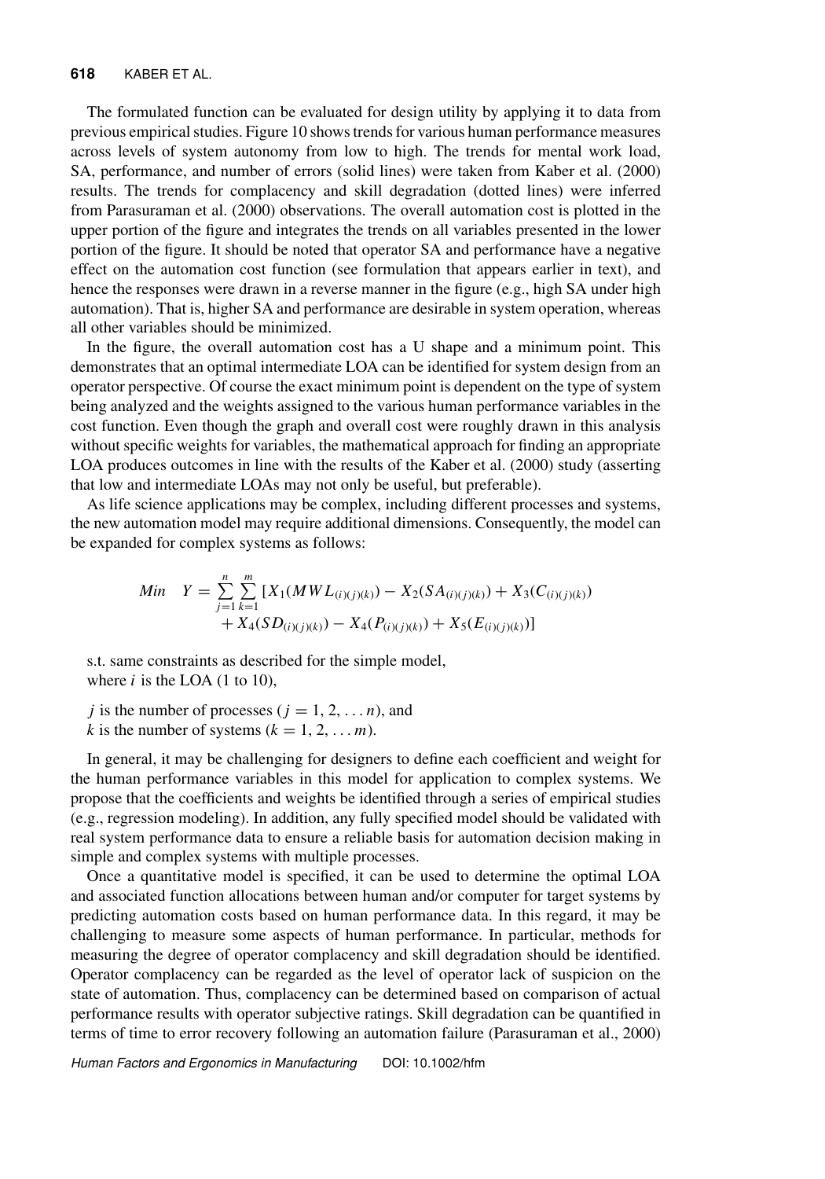The formulated function can be evaluated for design utility by applying it to data from previous empirical studies. Figure 10 shows trends for various human performance measures across levels of system autonomy from low to high. The trends for mental work load, SA, performance, and number of errors (solid lines) were taken from Kaber et al. (2000) results. The trends for complacency and skill degradation (dotted lines) were inferred from Parasuraman et al. (2000) observations. The overall automation cost is plotted in the upper portion of the figure and integrates the trends on all variables presented in the lower portion of the figure. It should be noted that operator SA and performance have a negative effect on the automation cost function (see formulation that appears earlier in text), and hence the responses were drawn in a reverse manner in the figure (e.g., high SA under high automation). That is, higher SA and performance are desirable in system operation, whereas all other variables should be minimized.

In the figure, the overall automation cost has a U shape and a minimum point. This demonstrates that an optimal intermediate LOA can be identified for system design from an operator perspective. Of course the exact minimum point is dependent on the type of system being analyzed and the weights assigned to the various human performance variables in the cost function. Even though the graph and overall cost were roughly drawn in this analysis without specific weights for variables, the mathematical approach for finding an appropriate LOA produces outcomes in line with the results of the Kaber et al. (2000) study (asserting that low and intermediate LOAs may not only be useful, but preferable).

As life science applications may be complex, including different processes and systems, the new automation model may require additional dimensions. Consequently, the model can be expanded for complex systems as follows:

$$
\begin{aligned}
Min \quad Y = \sum_{j=1}^{n}\sum_{k=1}^{m} [&X_1(MWL_{(i)(j)(k)}) - X_2(SA_{(i)(j)(k)}) + X_3(C_{(i)(j)(k)}) \\
&+ X_4(SD_{(i)(j)(k)}) - X_4(P_{(i)(j)(k)}) + X_5(E_{(i)(j)(k)})]
\end{aligned}
$$

s.t. same constraints as described for the simple model,
where $i$ is the LOA (1 to 10),

$j$ is the number of processes ($j = 1, 2, \ldots n$), and
$k$ is the number of systems ($k = 1, 2, \ldots m$).

In general, it may be challenging for designers to define each coefficient and weight for the human performance variables in this model for application to complex systems. We propose that the coefficients and weights be identified through a series of empirical studies (e.g., regression modeling). In addition, any fully specified model should be validated with real system performance data to ensure a reliable basis for automation decision making in simple and complex systems with multiple processes.

Once a quantitative model is specified, it can be used to determine the optimal LOA and associated function allocations between human and/or computer for target systems by predicting automation costs based on human performance data. In this regard, it may be challenging to measure some aspects of human performance. In particular, methods for measuring the degree of operator complacency and skill degradation should be identified. Operator complacency can be regarded as the level of operator lack of suspicion on the state of automation. Thus, complacency can be determined based on comparison of actual performance results with operator subjective ratings. Skill degradation can be quantified in terms of time to error recovery following an automation failure (Parasuraman et al., 2000)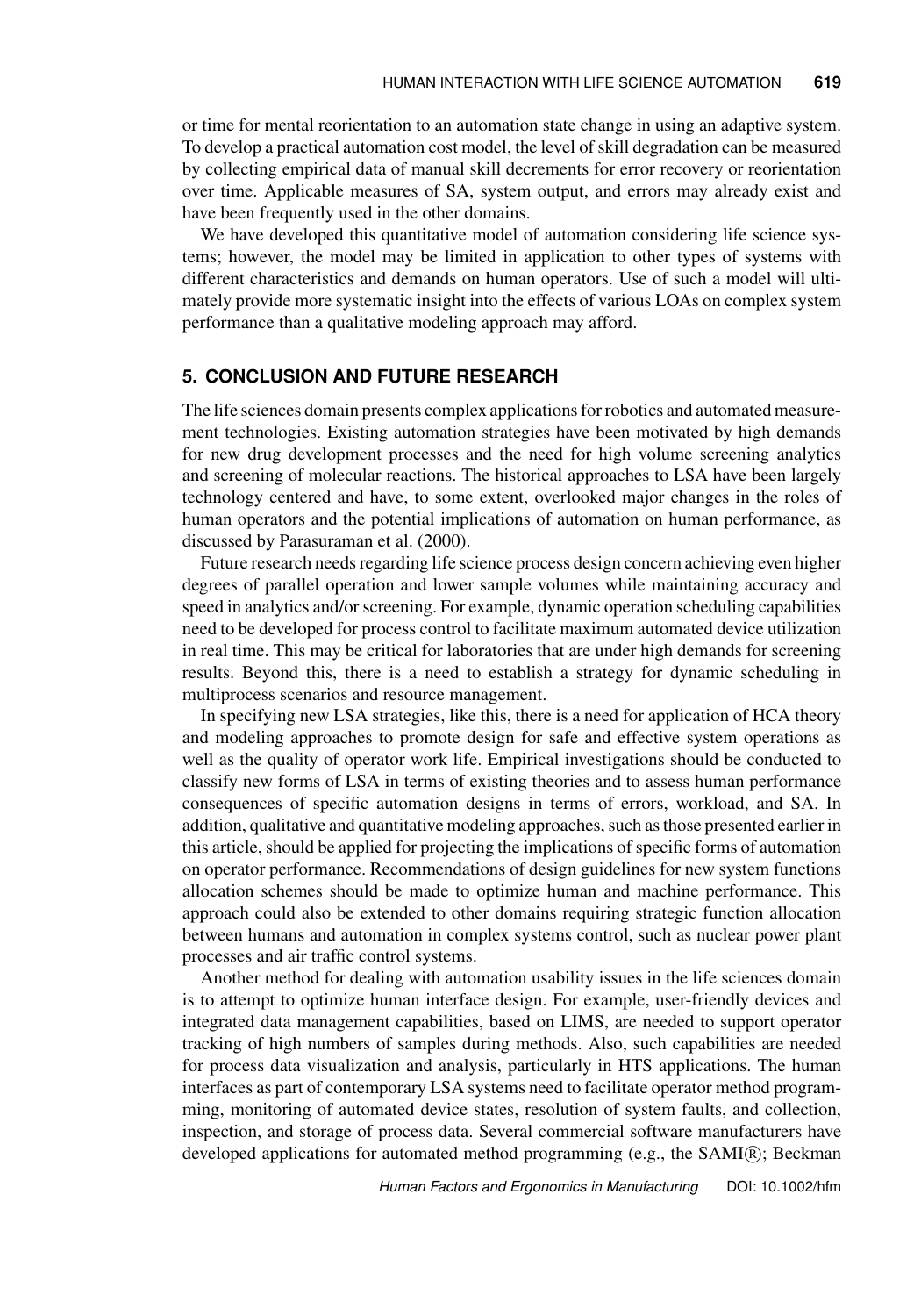or time for mental reorientation to an automation state change in using an adaptive system. To develop a practical automation cost model, the level of skill degradation can be measured by collecting empirical data of manual skill decrements for error recovery or reorientation over time. Applicable measures of SA, system output, and errors may already exist and have been frequently used in the other domains.

We have developed this quantitative model of automation considering life science systems; however, the model may be limited in application to other types of systems with different characteristics and demands on human operators. Use of such a model will ultimately provide more systematic insight into the effects of various LOAs on complex system performance than a qualitative modeling approach may afford.

## 5. CONCLUSION AND FUTURE RESEARCH

The life sciences domain presents complex applications for robotics and automated measurement technologies. Existing automation strategies have been motivated by high demands for new drug development processes and the need for high volume screening analytics and screening of molecular reactions. The historical approaches to LSA have been largely technology centered and have, to some extent, overlooked major changes in the roles of human operators and the potential implications of automation on human performance, as discussed by Parasuraman et al. (2000).

Future research needs regarding life science process design concern achieving even higher degrees of parallel operation and lower sample volumes while maintaining accuracy and speed in analytics and/or screening. For example, dynamic operation scheduling capabilities need to be developed for process control to facilitate maximum automated device utilization in real time. This may be critical for laboratories that are under high demands for screening results. Beyond this, there is a need to establish a strategy for dynamic scheduling in multiprocess scenarios and resource management.

In specifying new LSA strategies, like this, there is a need for application of HCA theory and modeling approaches to promote design for safe and effective system operations as well as the quality of operator work life. Empirical investigations should be conducted to classify new forms of LSA in terms of existing theories and to assess human performance consequences of specific automation designs in terms of errors, workload, and SA. In addition, qualitative and quantitative modeling approaches, such as those presented earlier in this article, should be applied for projecting the implications of specific forms of automation on operator performance. Recommendations of design guidelines for new system functions allocation schemes should be made to optimize human and machine performance. This approach could also be extended to other domains requiring strategic function allocation between humans and automation in complex systems control, such as nuclear power plant processes and air traffic control systems.

Another method for dealing with automation usability issues in the life sciences domain is to attempt to optimize human interface design. For example, user-friendly devices and integrated data management capabilities, based on LIMS, are needed to support operator tracking of high numbers of samples during methods. Also, such capabilities are needed for process data visualization and analysis, particularly in HTS applications. The human interfaces as part of contemporary LSA systems need to facilitate operator method programming, monitoring of automated device states, resolution of system faults, and collection, inspection, and storage of process data. Several commercial software manufacturers have developed applications for automated method programming (e.g., the SAMI®; Beckman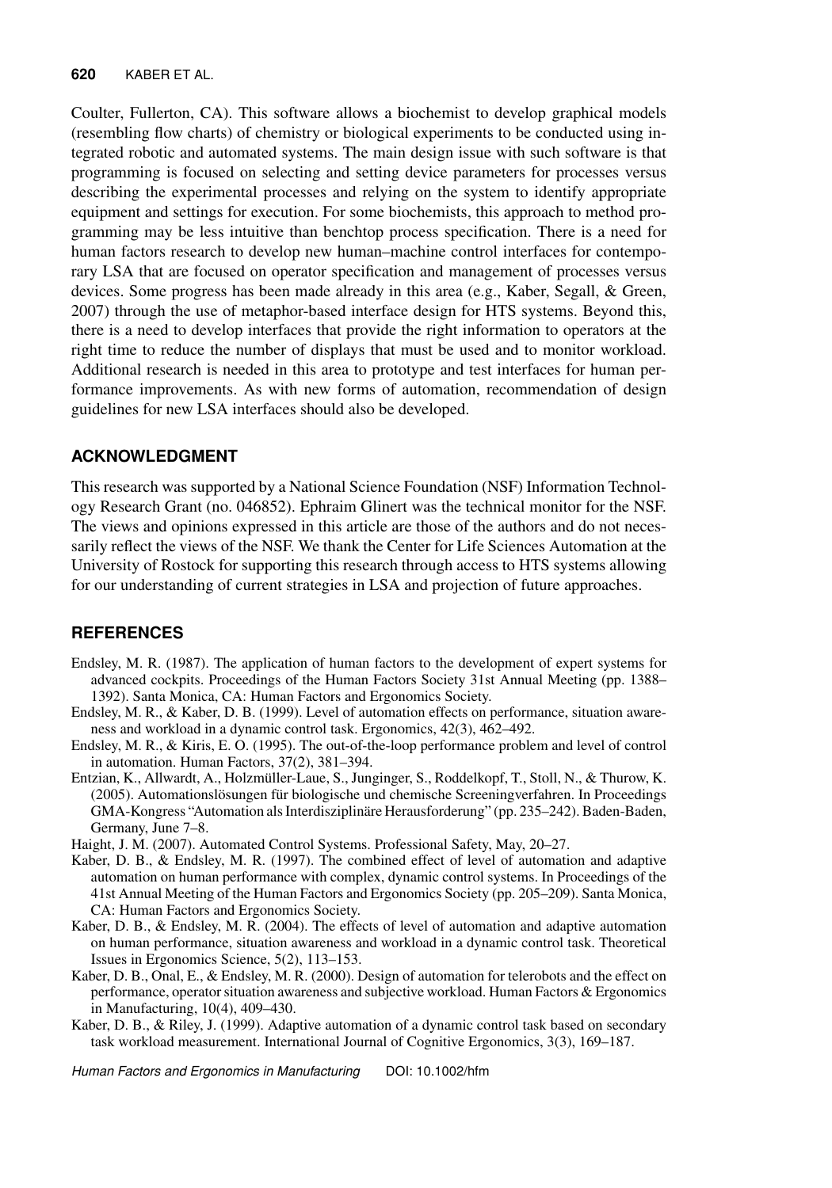Coulter, Fullerton, CA). This software allows a biochemist to develop graphical models (resembling flow charts) of chemistry or biological experiments to be conducted using integrated robotic and automated systems. The main design issue with such software is that programming is focused on selecting and setting device parameters for processes versus describing the experimental processes and relying on the system to identify appropriate equipment and settings for execution. For some biochemists, this approach to method programming may be less intuitive than benchtop process specification. There is a need for human factors research to develop new human–machine control interfaces for contemporary LSA that are focused on operator specification and management of processes versus devices. Some progress has been made already in this area (e.g., Kaber, Segall, & Green, 2007) through the use of metaphor-based interface design for HTS systems. Beyond this, there is a need to develop interfaces that provide the right information to operators at the right time to reduce the number of displays that must be used and to monitor workload. Additional research is needed in this area to prototype and test interfaces for human performance improvements. As with new forms of automation, recommendation of design guidelines for new LSA interfaces should also be developed.

## ACKNOWLEDGMENT

This research was supported by a National Science Foundation (NSF) Information Technology Research Grant (no. 046852). Ephraim Glinert was the technical monitor for the NSF. The views and opinions expressed in this article are those of the authors and do not necessarily reflect the views of the NSF. We thank the Center for Life Sciences Automation at the University of Rostock for supporting this research through access to HTS systems allowing for our understanding of current strategies in LSA and projection of future approaches.

## REFERENCES

Endsley, M. R. (1987). The application of human factors to the development of expert systems for advanced cockpits. Proceedings of the Human Factors Society 31st Annual Meeting (pp. 1388–1392). Santa Monica, CA: Human Factors and Ergonomics Society.

Endsley, M. R., & Kaber, D. B. (1999). Level of automation effects on performance, situation awareness and workload in a dynamic control task. Ergonomics, 42(3), 462–492.

Endsley, M. R., & Kiris, E. O. (1995). The out-of-the-loop performance problem and level of control in automation. Human Factors, 37(2), 381–394.

Entzian, K., Allwardt, A., Holzmüller-Laue, S., Junginger, S., Roddelkopf, T., Stoll, N., & Thurow, K. (2005). Automationslösungen für biologische und chemische Screeningverfahren. In Proceedings GMA-Kongress "Automation als Interdisziplinäre Herausforderung" (pp. 235–242). Baden-Baden, Germany, June 7–8.

Haight, J. M. (2007). Automated Control Systems. Professional Safety, May, 20–27.

Kaber, D. B., & Endsley, M. R. (1997). The combined effect of level of automation and adaptive automation on human performance with complex, dynamic control systems. In Proceedings of the 41st Annual Meeting of the Human Factors and Ergonomics Society (pp. 205–209). Santa Monica, CA: Human Factors and Ergonomics Society.

Kaber, D. B., & Endsley, M. R. (2004). The effects of level of automation and adaptive automation on human performance, situation awareness and workload in a dynamic control task. Theoretical Issues in Ergonomics Science, 5(2), 113–153.

Kaber, D. B., Onal, E., & Endsley, M. R. (2000). Design of automation for telerobots and the effect on performance, operator situation awareness and subjective workload. Human Factors & Ergonomics in Manufacturing, 10(4), 409–430.

Kaber, D. B., & Riley, J. (1999). Adaptive automation of a dynamic control task based on secondary task workload measurement. International Journal of Cognitive Ergonomics, 3(3), 169–187.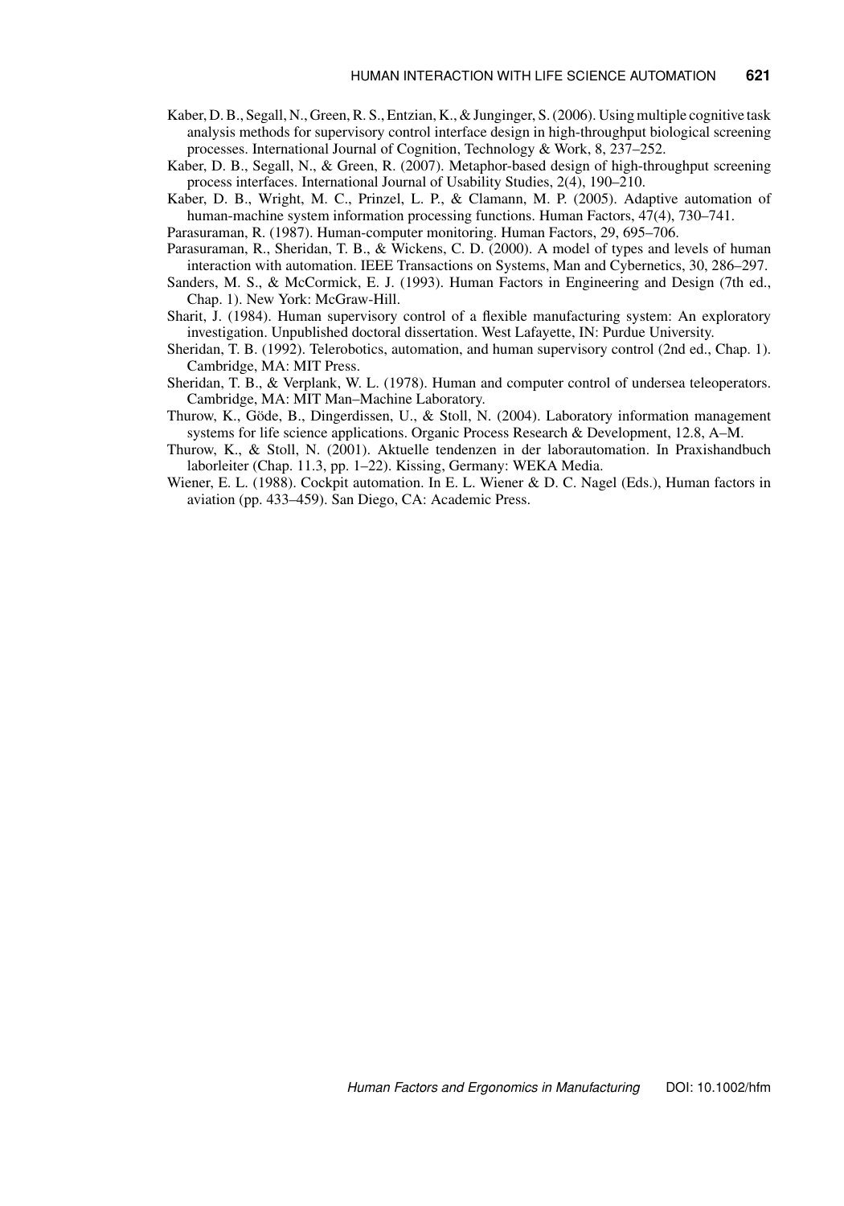Kaber, D. B., Segall, N., Green, R. S., Entzian, K., & Junginger, S. (2006). Using multiple cognitive task analysis methods for supervisory control interface design in high-throughput biological screening processes. International Journal of Cognition, Technology & Work, 8, 237–252.

Kaber, D. B., Segall, N., & Green, R. (2007). Metaphor-based design of high-throughput screening process interfaces. International Journal of Usability Studies, 2(4), 190–210.

Kaber, D. B., Wright, M. C., Prinzel, L. P., & Clamann, M. P. (2005). Adaptive automation of human-machine system information processing functions. Human Factors, 47(4), 730–741.

Parasuraman, R. (1987). Human-computer monitoring. Human Factors, 29, 695–706.

Parasuraman, R., Sheridan, T. B., & Wickens, C. D. (2000). A model of types and levels of human interaction with automation. IEEE Transactions on Systems, Man and Cybernetics, 30, 286–297.

Sanders, M. S., & McCormick, E. J. (1993). Human Factors in Engineering and Design (7th ed., Chap. 1). New York: McGraw-Hill.

Sharit, J. (1984). Human supervisory control of a flexible manufacturing system: An exploratory investigation. Unpublished doctoral dissertation. West Lafayette, IN: Purdue University.

Sheridan, T. B. (1992). Telerobotics, automation, and human supervisory control (2nd ed., Chap. 1). Cambridge, MA: MIT Press.

Sheridan, T. B., & Verplank, W. L. (1978). Human and computer control of undersea teleoperators. Cambridge, MA: MIT Man–Machine Laboratory.

Thurow, K., Göde, B., Dingerdissen, U., & Stoll, N. (2004). Laboratory information management systems for life science applications. Organic Process Research & Development, 12.8, A–M.

Thurow, K., & Stoll, N. (2001). Aktuelle tendenzen in der laborautomation. In Praxishandbuch laborleiter (Chap. 11.3, pp. 1–22). Kissing, Germany: WEKA Media.

Wiener, E. L. (1988). Cockpit automation. In E. L. Wiener & D. C. Nagel (Eds.), Human factors in aviation (pp. 433–459). San Diego, CA: Academic Press.